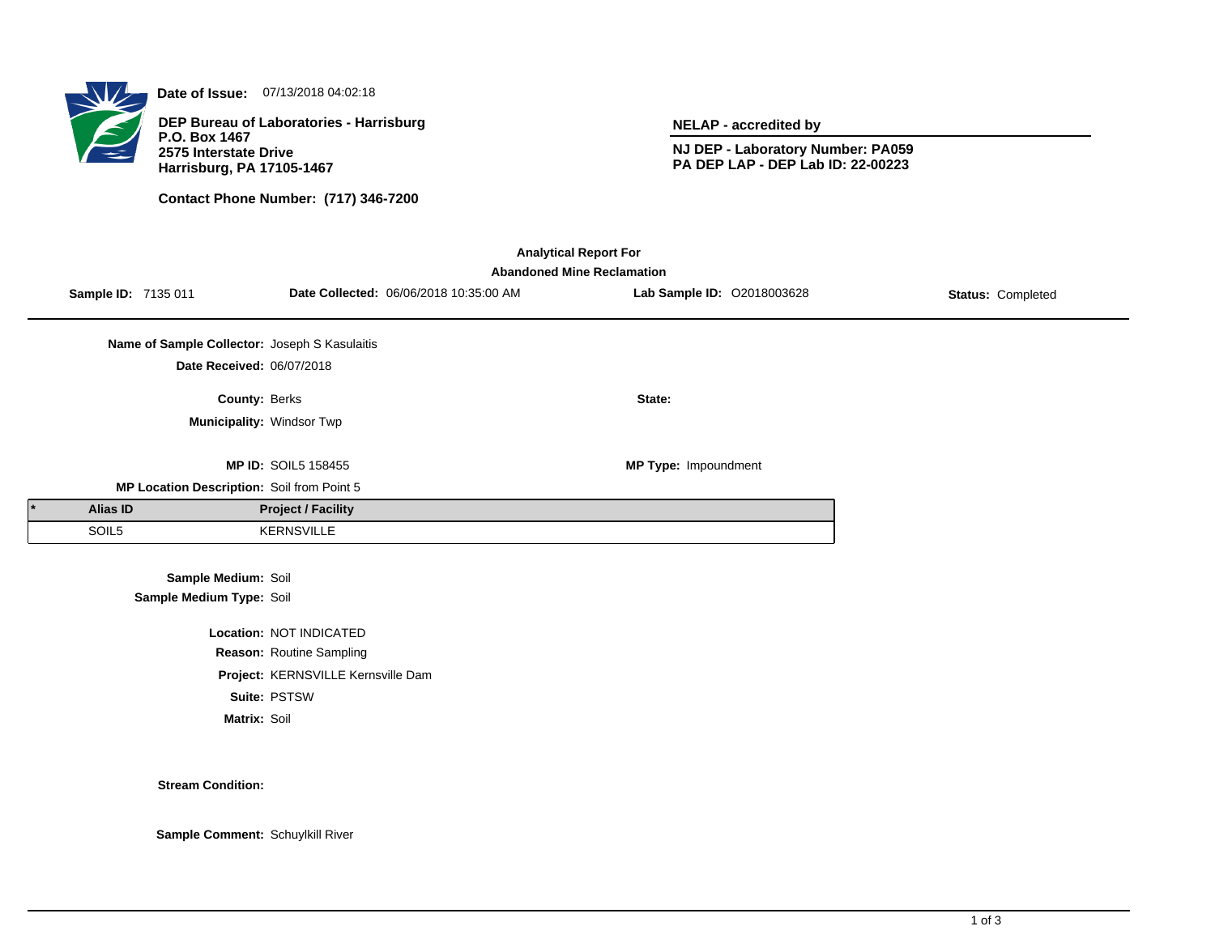**Date of Issue:** 07/13/2018 04:02:18

**DEP Bureau of Laboratories - Harrisburg**
**P.O. Box 1467**
**2575 Interstate Drive**
**Harrisburg, PA 17105-1467**

**Contact Phone Number: (717) 346-7200**

**NELAP - accredited by**

**NJ DEP - Laboratory Number: PA059**
**PA DEP LAP - DEP Lab ID: 22-00223**

## Analytical Report For
## Abandoned Mine Reclamation

**Sample ID:** 7135 011 **Date Collected:** 06/06/2018 10:35:00 AM **Lab Sample ID:** O2018003628 **Status:** Completed

**Name of Sample Collector:** Joseph S Kasulaitis

**Date Received:** 06/07/2018

**County:** Berks **State:**

**Municipality:** Windsor Twp

**MP ID:** SOIL5 158455 **MP Type:** Impoundment

**MP Location Description:** Soil from Point 5

| * | Alias ID | Project / Facility |
|---|---|---|
| | SOIL5 | KERNSVILLE |

**Sample Medium:** Soil
**Sample Medium Type:** Soil

**Location:** NOT INDICATED
**Reason:** Routine Sampling
**Project:** KERNSVILLE Kernsville Dam
**Suite:** PSTSW
**Matrix:** Soil

**Stream Condition:**

**Sample Comment:** Schuylkill River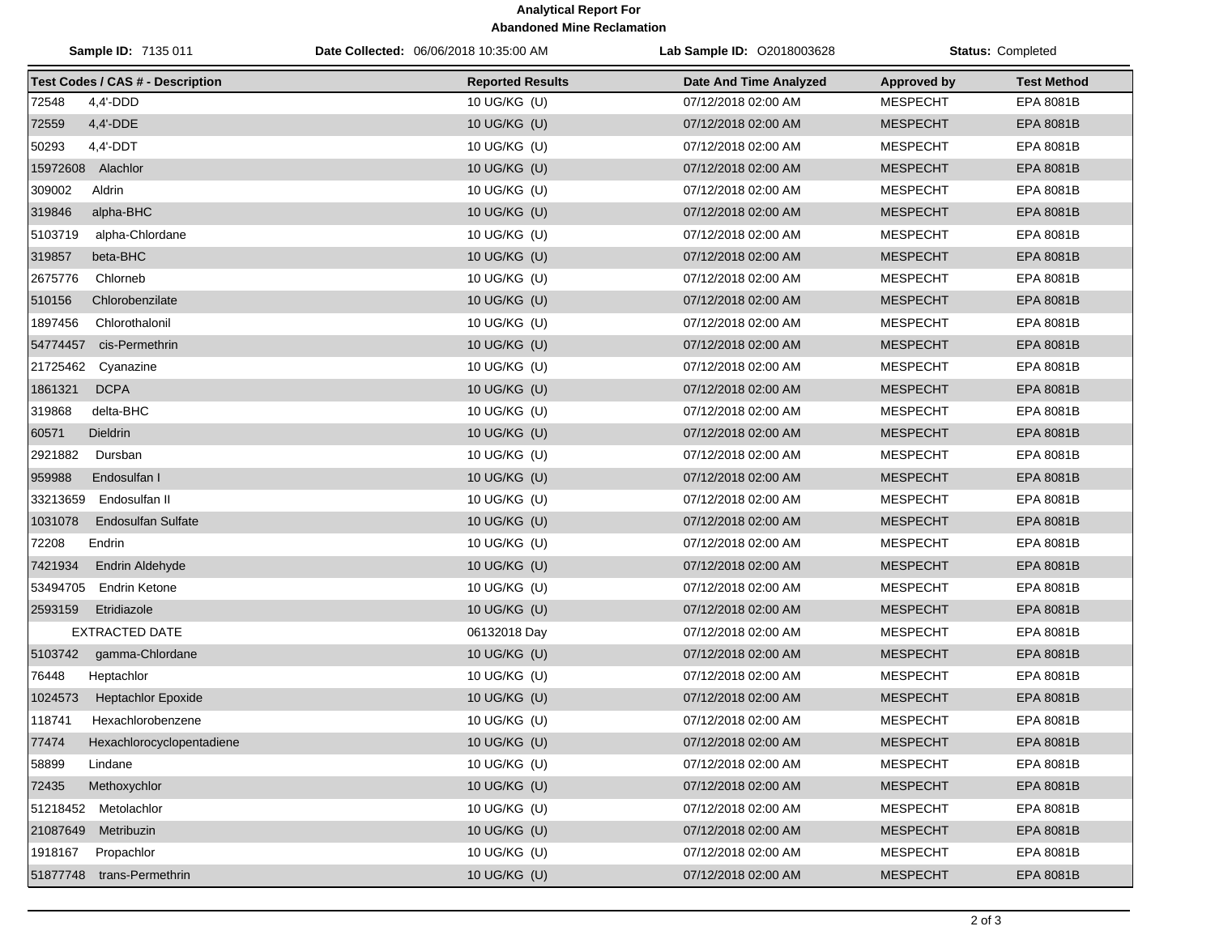**Analytical Report For**
**Abandoned Mine Reclamation**

**Sample ID:** 7135 011 | **Date Collected:** 06/06/2018 10:35:00 AM | **Lab Sample ID:** O2018003628 | **Status:** Completed

| Test Codes / CAS # - Description | Reported Results | Date And Time Analyzed | Approved by | Test Method |
|---|---|---|---|---|
| 72548 4,4'-DDD | 10 UG/KG (U) | 07/12/2018 02:00 AM | MESPECHT | EPA 8081B |
| 72559 4,4'-DDE | 10 UG/KG (U) | 07/12/2018 02:00 AM | MESPECHT | EPA 8081B |
| 50293 4,4'-DDT | 10 UG/KG (U) | 07/12/2018 02:00 AM | MESPECHT | EPA 8081B |
| 15972608 Alachlor | 10 UG/KG (U) | 07/12/2018 02:00 AM | MESPECHT | EPA 8081B |
| 309002 Aldrin | 10 UG/KG (U) | 07/12/2018 02:00 AM | MESPECHT | EPA 8081B |
| 319846 alpha-BHC | 10 UG/KG (U) | 07/12/2018 02:00 AM | MESPECHT | EPA 8081B |
| 5103719 alpha-Chlordane | 10 UG/KG (U) | 07/12/2018 02:00 AM | MESPECHT | EPA 8081B |
| 319857 beta-BHC | 10 UG/KG (U) | 07/12/2018 02:00 AM | MESPECHT | EPA 8081B |
| 2675776 Chlorneb | 10 UG/KG (U) | 07/12/2018 02:00 AM | MESPECHT | EPA 8081B |
| 510156 Chlorobenzilate | 10 UG/KG (U) | 07/12/2018 02:00 AM | MESPECHT | EPA 8081B |
| 1897456 Chlorothalonil | 10 UG/KG (U) | 07/12/2018 02:00 AM | MESPECHT | EPA 8081B |
| 54774457 cis-Permethrin | 10 UG/KG (U) | 07/12/2018 02:00 AM | MESPECHT | EPA 8081B |
| 21725462 Cyanazine | 10 UG/KG (U) | 07/12/2018 02:00 AM | MESPECHT | EPA 8081B |
| 1861321 DCPA | 10 UG/KG (U) | 07/12/2018 02:00 AM | MESPECHT | EPA 8081B |
| 319868 delta-BHC | 10 UG/KG (U) | 07/12/2018 02:00 AM | MESPECHT | EPA 8081B |
| 60571 Dieldrin | 10 UG/KG (U) | 07/12/2018 02:00 AM | MESPECHT | EPA 8081B |
| 2921882 Dursban | 10 UG/KG (U) | 07/12/2018 02:00 AM | MESPECHT | EPA 8081B |
| 959988 Endosulfan I | 10 UG/KG (U) | 07/12/2018 02:00 AM | MESPECHT | EPA 8081B |
| 33213659 Endosulfan II | 10 UG/KG (U) | 07/12/2018 02:00 AM | MESPECHT | EPA 8081B |
| 1031078 Endosulfan Sulfate | 10 UG/KG (U) | 07/12/2018 02:00 AM | MESPECHT | EPA 8081B |
| 72208 Endrin | 10 UG/KG (U) | 07/12/2018 02:00 AM | MESPECHT | EPA 8081B |
| 7421934 Endrin Aldehyde | 10 UG/KG (U) | 07/12/2018 02:00 AM | MESPECHT | EPA 8081B |
| 53494705 Endrin Ketone | 10 UG/KG (U) | 07/12/2018 02:00 AM | MESPECHT | EPA 8081B |
| 2593159 Etridiazole | 10 UG/KG (U) | 07/12/2018 02:00 AM | MESPECHT | EPA 8081B |
| EXTRACTED DATE | 06132018 Day | 07/12/2018 02:00 AM | MESPECHT | EPA 8081B |
| 5103742 gamma-Chlordane | 10 UG/KG (U) | 07/12/2018 02:00 AM | MESPECHT | EPA 8081B |
| 76448 Heptachlor | 10 UG/KG (U) | 07/12/2018 02:00 AM | MESPECHT | EPA 8081B |
| 1024573 Heptachlor Epoxide | 10 UG/KG (U) | 07/12/2018 02:00 AM | MESPECHT | EPA 8081B |
| 118741 Hexachlorobenzene | 10 UG/KG (U) | 07/12/2018 02:00 AM | MESPECHT | EPA 8081B |
| 77474 Hexachlorocyclopentadiene | 10 UG/KG (U) | 07/12/2018 02:00 AM | MESPECHT | EPA 8081B |
| 58899 Lindane | 10 UG/KG (U) | 07/12/2018 02:00 AM | MESPECHT | EPA 8081B |
| 72435 Methoxychlor | 10 UG/KG (U) | 07/12/2018 02:00 AM | MESPECHT | EPA 8081B |
| 51218452 Metolachlor | 10 UG/KG (U) | 07/12/2018 02:00 AM | MESPECHT | EPA 8081B |
| 21087649 Metribuzin | 10 UG/KG (U) | 07/12/2018 02:00 AM | MESPECHT | EPA 8081B |
| 1918167 Propachlor | 10 UG/KG (U) | 07/12/2018 02:00 AM | MESPECHT | EPA 8081B |
| 51877748 trans-Permethrin | 10 UG/KG (U) | 07/12/2018 02:00 AM | MESPECHT | EPA 8081B |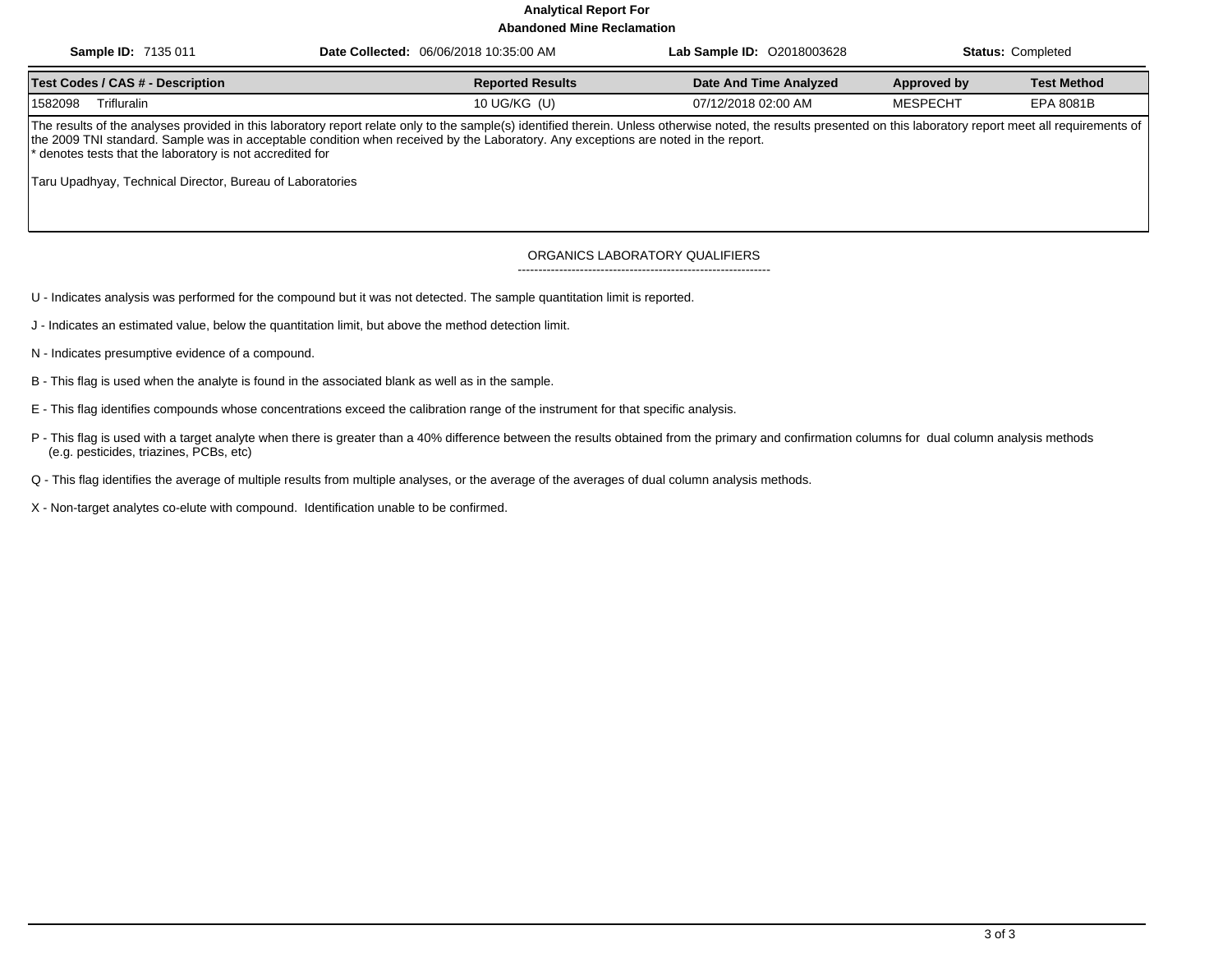**Analytical Report For**
**Abandoned Mine Reclamation**

**Sample ID:** 7135 011 | **Date Collected:** 06/06/2018 10:35:00 AM | **Lab Sample ID:** O2018003628 | **Status:** Completed

| Test Codes / CAS # - Description | Reported Results | Date And Time Analyzed | Approved by | Test Method |
|---|---|---|---|---|
| 1582098 Trifluralin | 10 UG/KG (U) | 07/12/2018 02:00 AM | MESPECHT | EPA 8081B |

The results of the analyses provided in this laboratory report relate only to the sample(s) identified therein. Unless otherwise noted, the results presented on this laboratory report meet all requirements of the 2009 TNI standard. Sample was in acceptable condition when received by the Laboratory. Any exceptions are noted in the report.
* denotes tests that the laboratory is not accredited for

Taru Upadhyay, Technical Director, Bureau of Laboratories

## ORGANICS LABORATORY QUALIFIERS

U - Indicates analysis was performed for the compound but it was not detected. The sample quantitation limit is reported.

J - Indicates an estimated value, below the quantitation limit, but above the method detection limit.

N - Indicates presumptive evidence of a compound.

B - This flag is used when the analyte is found in the associated blank as well as in the sample.

E - This flag identifies compounds whose concentrations exceed the calibration range of the instrument for that specific analysis.

P - This flag is used with a target analyte when there is greater than a 40% difference between the results obtained from the primary and confirmation columns for dual column analysis methods (e.g. pesticides, triazines, PCBs, etc)

Q - This flag identifies the average of multiple results from multiple analyses, or the average of the averages of dual column analysis methods.

X - Non-target analytes co-elute with compound. Identification unable to be confirmed.